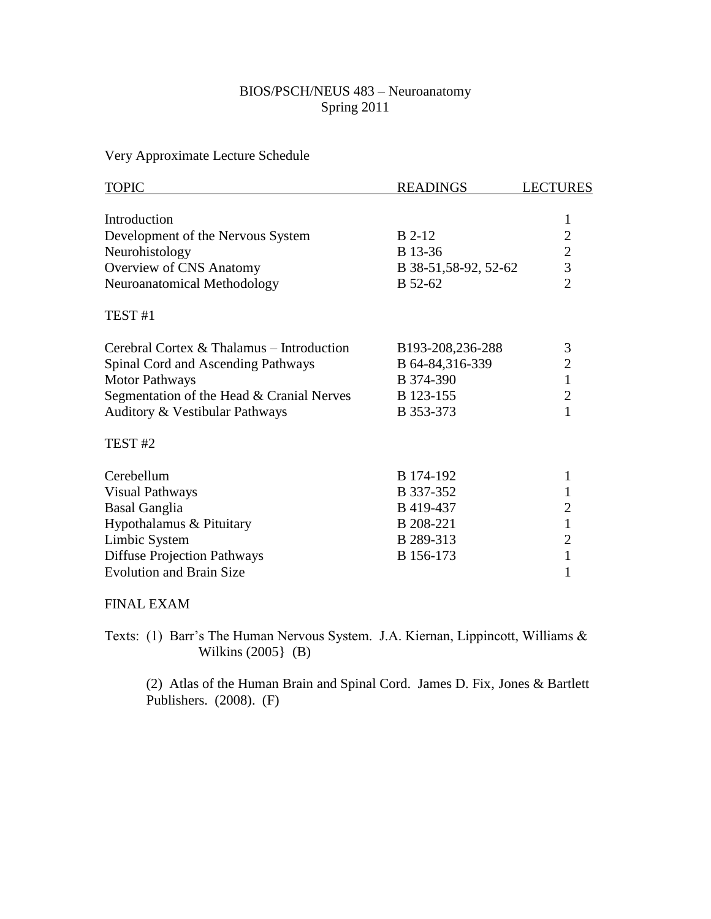# BIOS/PSCH/NEUS 483 – Neuroanatomy
## Spring 2011

Very Approximate Lecture Schedule

| TOPIC | READINGS | LECTURES |
|---|---|---|
| Introduction | | 1 |
| Development of the Nervous System | B 2-12 | 2 |
| Neurohistology | B 13-36 | 2 |
| Overview of CNS Anatomy | B 38-51,58-92, 52-62 | 3 |
| Neuroanatomical Methodology | B 52-62 | 2 |
| TEST #1 | | |
| Cerebral Cortex & Thalamus – Introduction | B193-208,236-288 | 3 |
| Spinal Cord and Ascending Pathways | B 64-84,316-339 | 2 |
| Motor Pathways | B 374-390 | 1 |
| Segmentation of the Head & Cranial Nerves | B 123-155 | 2 |
| Auditory & Vestibular Pathways | B 353-373 | 1 |
| TEST #2 | | |
| Cerebellum | B 174-192 | 1 |
| Visual Pathways | B 337-352 | 1 |
| Basal Ganglia | B 419-437 | 2 |
| Hypothalamus & Pituitary | B 208-221 | 1 |
| Limbic System | B 289-313 | 2 |
| Diffuse Projection Pathways | B 156-173 | 1 |
| Evolution and Brain Size | | 1 |

FINAL EXAM

Texts: (1) Barr's The Human Nervous System. J.A. Kiernan, Lippincott, Williams & Wilkins (2005} (B)

(2) Atlas of the Human Brain and Spinal Cord. James D. Fix, Jones & Bartlett Publishers. (2008). (F)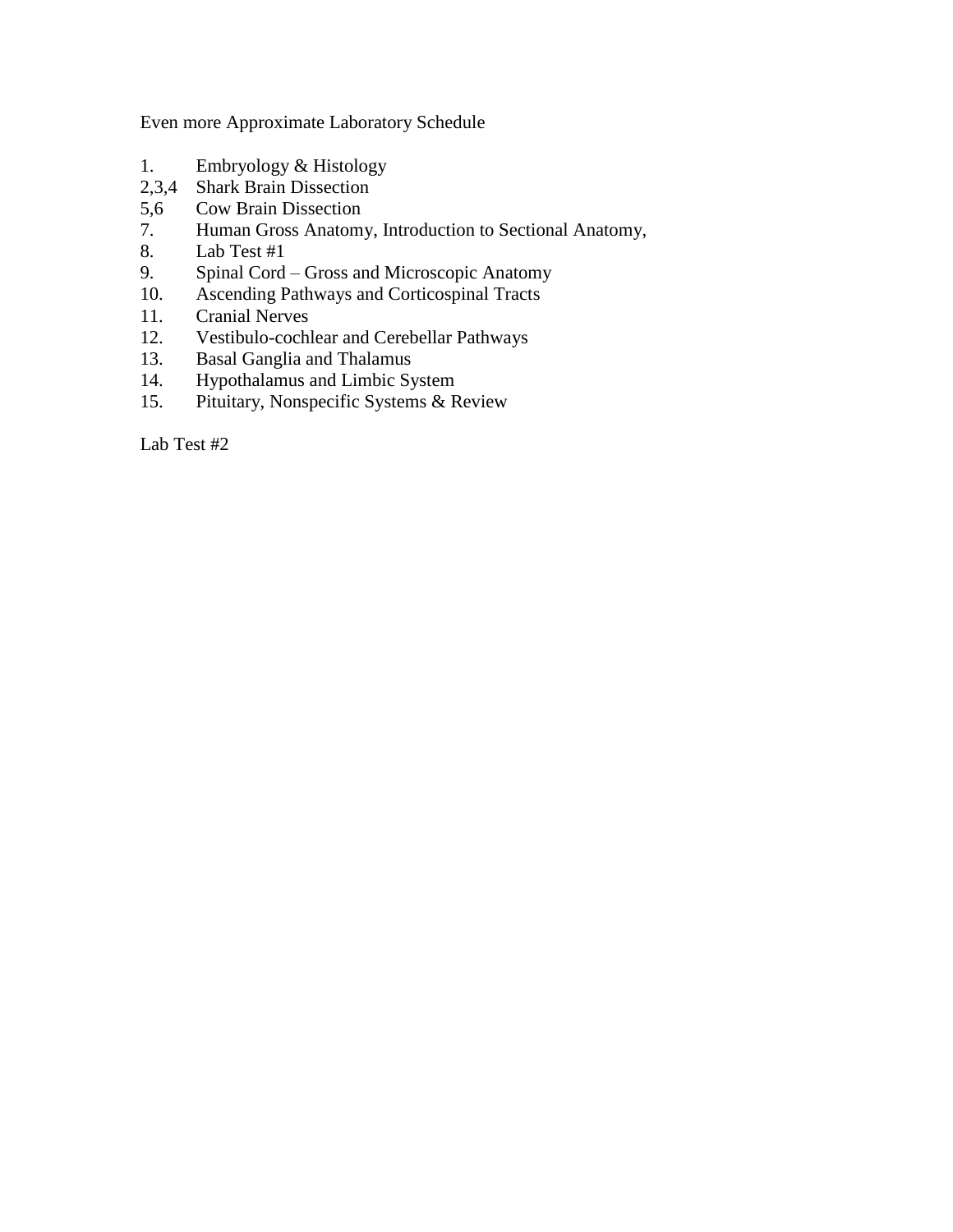Even more Approximate Laboratory Schedule

| | |
|---|---|
| 1. | Embryology & Histology |
| 2,3,4 | Shark Brain Dissection |
| 5,6 | Cow Brain Dissection |
| 7. | Human Gross Anatomy, Introduction to Sectional Anatomy, |
| 8. | Lab Test #1 |
| 9. | Spinal Cord – Gross and Microscopic Anatomy |
| 10. | Ascending Pathways and Corticospinal Tracts |
| 11. | Cranial Nerves |
| 12. | Vestibulo-cochlear and Cerebellar Pathways |
| 13. | Basal Ganglia and Thalamus |
| 14. | Hypothalamus and Limbic System |
| 15. | Pituitary, Nonspecific Systems & Review |

Lab Test #2